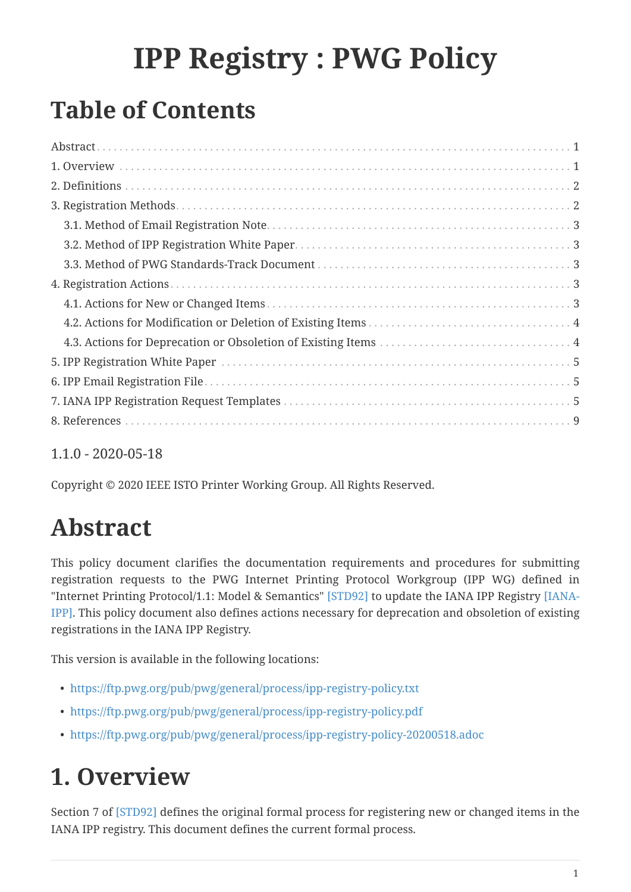# IPP Registry : PWG Policy

## Table of Contents

- Abstract ... 1
- 1. Overview ... 1
- 2. Definitions ... 2
- 3. Registration Methods ... 2
  - 3.1. Method of Email Registration Note ... 3
  - 3.2. Method of IPP Registration White Paper ... 3
  - 3.3. Method of PWG Standards-Track Document ... 3
- 4. Registration Actions ... 3
  - 4.1. Actions for New or Changed Items ... 3
  - 4.2. Actions for Modification or Deletion of Existing Items ... 4
  - 4.3. Actions for Deprecation or Obsoletion of Existing Items ... 4
- 5. IPP Registration White Paper ... 5
- 6. IPP Email Registration File ... 5
- 7. IANA IPP Registration Request Templates ... 5
- 8. References ... 9

1.1.0 - 2020-05-18

Copyright © 2020 IEEE ISTO Printer Working Group. All Rights Reserved.

# Abstract

This policy document clarifies the documentation requirements and procedures for submitting registration requests to the PWG Internet Printing Protocol Workgroup (IPP WG) defined in "Internet Printing Protocol/1.1: Model & Semantics" [STD92] to update the IANA IPP Registry [IANA-IPP]. This policy document also defines actions necessary for deprecation and obsoletion of existing registrations in the IANA IPP Registry.

This version is available in the following locations:

- https://ftp.pwg.org/pub/pwg/general/process/ipp-registry-policy.txt
- https://ftp.pwg.org/pub/pwg/general/process/ipp-registry-policy.pdf
- https://ftp.pwg.org/pub/pwg/general/process/ipp-registry-policy-20200518.adoc

# 1. Overview

Section 7 of [STD92] defines the original formal process for registering new or changed items in the IANA IPP registry. This document defines the current formal process.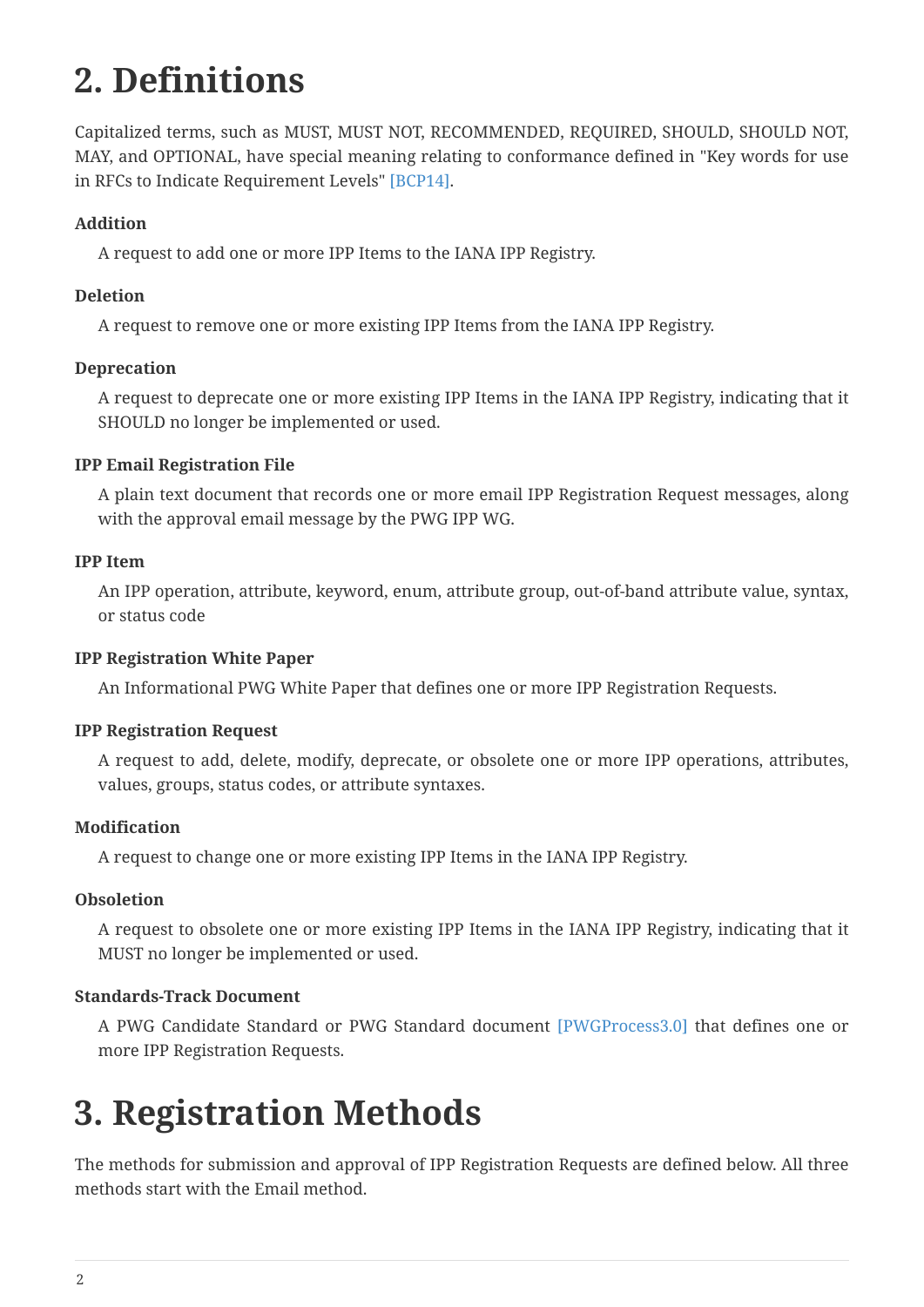# 2. Definitions

Capitalized terms, such as MUST, MUST NOT, RECOMMENDED, REQUIRED, SHOULD, SHOULD NOT, MAY, and OPTIONAL, have special meaning relating to conformance defined in "Key words for use in RFCs to Indicate Requirement Levels" [BCP14].

**Addition**

A request to add one or more IPP Items to the IANA IPP Registry.

**Deletion**

A request to remove one or more existing IPP Items from the IANA IPP Registry.

**Deprecation**

A request to deprecate one or more existing IPP Items in the IANA IPP Registry, indicating that it SHOULD no longer be implemented or used.

**IPP Email Registration File**

A plain text document that records one or more email IPP Registration Request messages, along with the approval email message by the PWG IPP WG.

**IPP Item**

An IPP operation, attribute, keyword, enum, attribute group, out-of-band attribute value, syntax, or status code

**IPP Registration White Paper**

An Informational PWG White Paper that defines one or more IPP Registration Requests.

**IPP Registration Request**

A request to add, delete, modify, deprecate, or obsolete one or more IPP operations, attributes, values, groups, status codes, or attribute syntaxes.

**Modification**

A request to change one or more existing IPP Items in the IANA IPP Registry.

**Obsoletion**

A request to obsolete one or more existing IPP Items in the IANA IPP Registry, indicating that it MUST no longer be implemented or used.

**Standards-Track Document**

A PWG Candidate Standard or PWG Standard document [PWGProcess3.0] that defines one or more IPP Registration Requests.

# 3. Registration Methods

The methods for submission and approval of IPP Registration Requests are defined below. All three methods start with the Email method.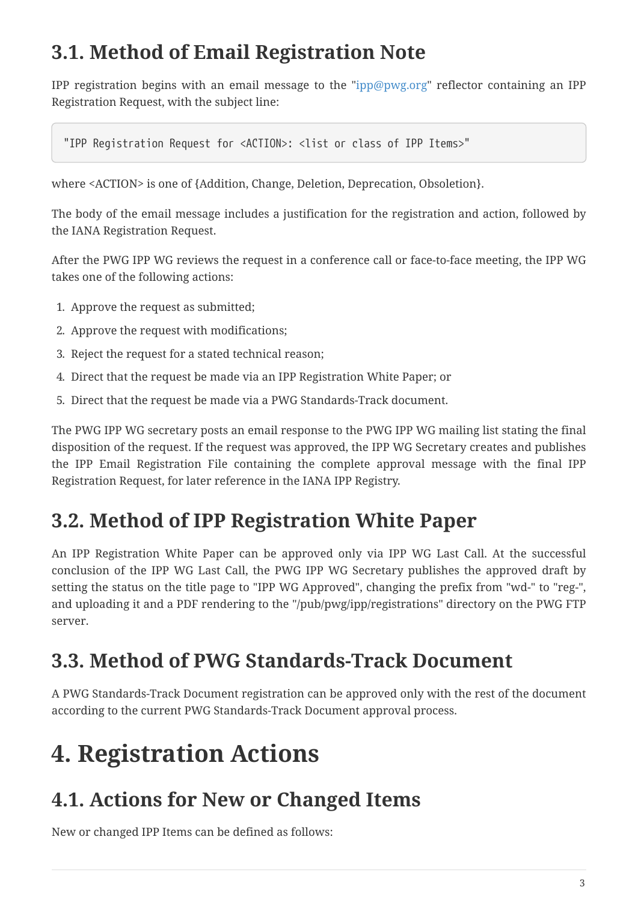## 3.1. Method of Email Registration Note

IPP registration begins with an email message to the "ipp@pwg.org" reflector containing an IPP Registration Request, with the subject line:

```
"IPP Registration Request for <ACTION>: <list or class of IPP Items>"
```

where <ACTION> is one of {Addition, Change, Deletion, Deprecation, Obsoletion}.

The body of the email message includes a justification for the registration and action, followed by the IANA Registration Request.

After the PWG IPP WG reviews the request in a conference call or face-to-face meeting, the IPP WG takes one of the following actions:

1. Approve the request as submitted;
2. Approve the request with modifications;
3. Reject the request for a stated technical reason;
4. Direct that the request be made via an IPP Registration White Paper; or
5. Direct that the request be made via a PWG Standards-Track document.

The PWG IPP WG secretary posts an email response to the PWG IPP WG mailing list stating the final disposition of the request. If the request was approved, the IPP WG Secretary creates and publishes the IPP Email Registration File containing the complete approval message with the final IPP Registration Request, for later reference in the IANA IPP Registry.

## 3.2. Method of IPP Registration White Paper

An IPP Registration White Paper can be approved only via IPP WG Last Call. At the successful conclusion of the IPP WG Last Call, the PWG IPP WG Secretary publishes the approved draft by setting the status on the title page to "IPP WG Approved", changing the prefix from "wd-" to "reg-", and uploading it and a PDF rendering to the "/pub/pwg/ipp/registrations" directory on the PWG FTP server.

## 3.3. Method of PWG Standards-Track Document

A PWG Standards-Track Document registration can be approved only with the rest of the document according to the current PWG Standards-Track Document approval process.

# 4. Registration Actions

## 4.1. Actions for New or Changed Items

New or changed IPP Items can be defined as follows: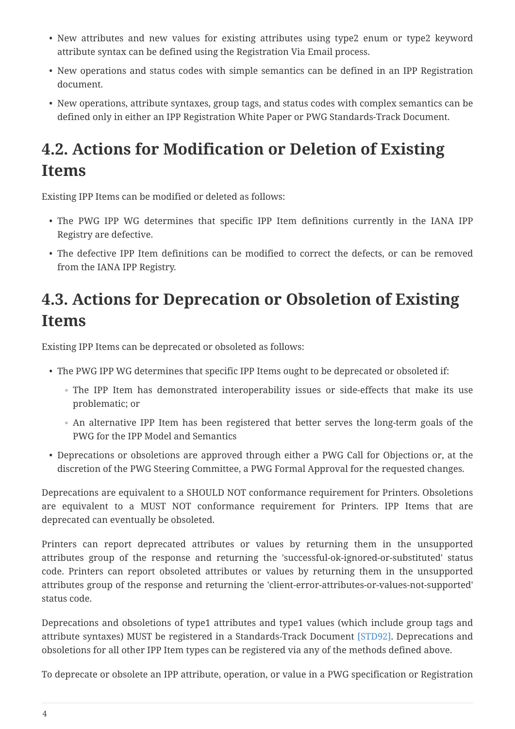- New attributes and new values for existing attributes using type2 enum or type2 keyword attribute syntax can be defined using the Registration Via Email process.
- New operations and status codes with simple semantics can be defined in an IPP Registration document.
- New operations, attribute syntaxes, group tags, and status codes with complex semantics can be defined only in either an IPP Registration White Paper or PWG Standards-Track Document.

## 4.2. Actions for Modification or Deletion of Existing Items

Existing IPP Items can be modified or deleted as follows:

- The PWG IPP WG determines that specific IPP Item definitions currently in the IANA IPP Registry are defective.
- The defective IPP Item definitions can be modified to correct the defects, or can be removed from the IANA IPP Registry.

## 4.3. Actions for Deprecation or Obsoletion of Existing Items

Existing IPP Items can be deprecated or obsoleted as follows:

- The PWG IPP WG determines that specific IPP Items ought to be deprecated or obsoleted if:
  - The IPP Item has demonstrated interoperability issues or side-effects that make its use problematic; or
  - An alternative IPP Item has been registered that better serves the long-term goals of the PWG for the IPP Model and Semantics
- Deprecations or obsoletions are approved through either a PWG Call for Objections or, at the discretion of the PWG Steering Committee, a PWG Formal Approval for the requested changes.

Deprecations are equivalent to a SHOULD NOT conformance requirement for Printers. Obsoletions are equivalent to a MUST NOT conformance requirement for Printers. IPP Items that are deprecated can eventually be obsoleted.

Printers can report deprecated attributes or values by returning them in the unsupported attributes group of the response and returning the 'successful-ok-ignored-or-substituted' status code. Printers can report obsoleted attributes or values by returning them in the unsupported attributes group of the response and returning the 'client-error-attributes-or-values-not-supported' status code.

Deprecations and obsoletions of type1 attributes and type1 values (which include group tags and attribute syntaxes) MUST be registered in a Standards-Track Document [STD92]. Deprecations and obsoletions for all other IPP Item types can be registered via any of the methods defined above.

To deprecate or obsolete an IPP attribute, operation, or value in a PWG specification or Registration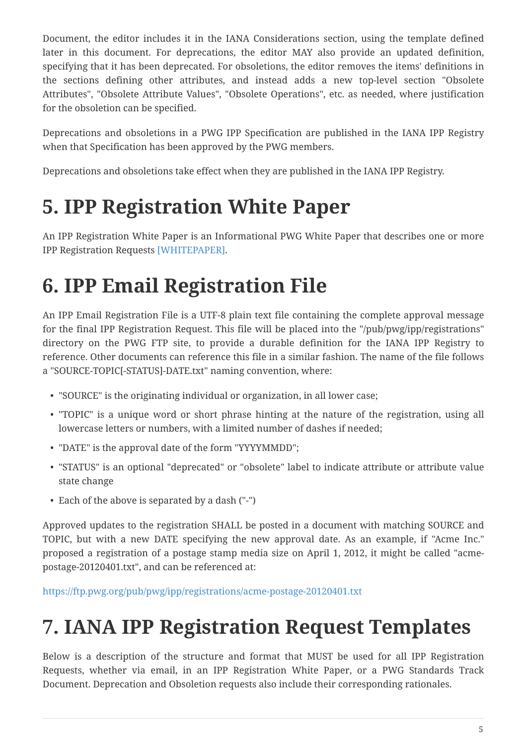Document, the editor includes it in the IANA Considerations section, using the template defined later in this document. For deprecations, the editor MAY also provide an updated definition, specifying that it has been deprecated. For obsoletions, the editor removes the items' definitions in the sections defining other attributes, and instead adds a new top-level section "Obsolete Attributes", "Obsolete Attribute Values", "Obsolete Operations", etc. as needed, where justification for the obsoletion can be specified.

Deprecations and obsoletions in a PWG IPP Specification are published in the IANA IPP Registry when that Specification has been approved by the PWG members.

Deprecations and obsoletions take effect when they are published in the IANA IPP Registry.

# 5. IPP Registration White Paper

An IPP Registration White Paper is an Informational PWG White Paper that describes one or more IPP Registration Requests [WHITEPAPER].

# 6. IPP Email Registration File

An IPP Email Registration File is a UTF-8 plain text file containing the complete approval message for the final IPP Registration Request. This file will be placed into the "/pub/pwg/ipp/registrations" directory on the PWG FTP site, to provide a durable definition for the IANA IPP Registry to reference. Other documents can reference this file in a similar fashion. The name of the file follows a "SOURCE-TOPIC[-STATUS]-DATE.txt" naming convention, where:

- "SOURCE" is the originating individual or organization, in all lower case;
- "TOPIC" is a unique word or short phrase hinting at the nature of the registration, using all lowercase letters or numbers, with a limited number of dashes if needed;
- "DATE" is the approval date of the form "YYYYMMDD";
- "STATUS" is an optional "deprecated" or "obsolete" label to indicate attribute or attribute value state change
- Each of the above is separated by a dash ("-")

Approved updates to the registration SHALL be posted in a document with matching SOURCE and TOPIC, but with a new DATE specifying the new approval date. As an example, if "Acme Inc." proposed a registration of a postage stamp media size on April 1, 2012, it might be called "acme-postage-20120401.txt", and can be referenced at:

https://ftp.pwg.org/pub/pwg/ipp/registrations/acme-postage-20120401.txt

# 7. IANA IPP Registration Request Templates

Below is a description of the structure and format that MUST be used for all IPP Registration Requests, whether via email, in an IPP Registration White Paper, or a PWG Standards Track Document. Deprecation and Obsoletion requests also include their corresponding rationales.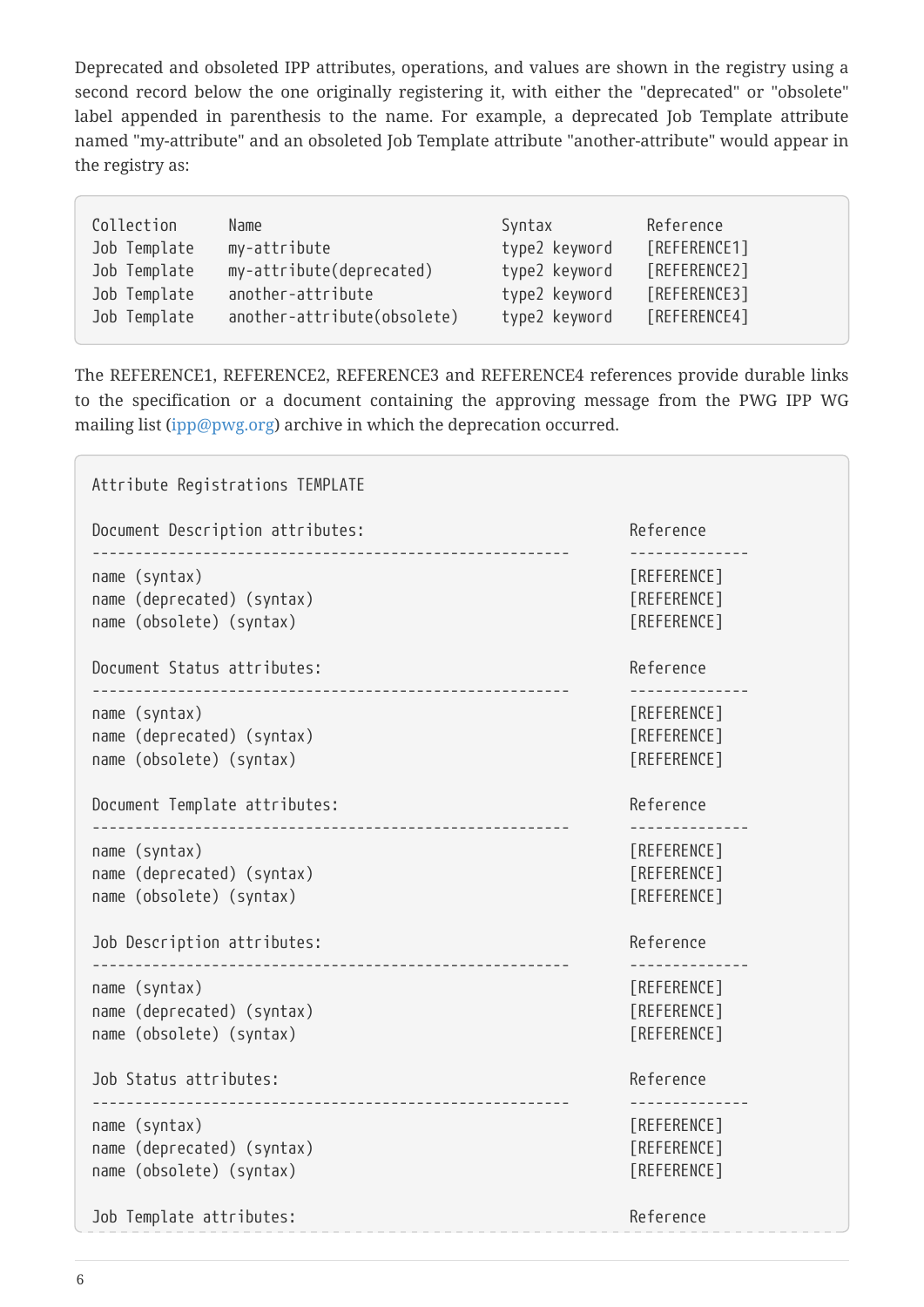Deprecated and obsoleted IPP attributes, operations, and values are shown in the registry using a second record below the one originally registering it, with either the "deprecated" or "obsolete" label appended in parenthesis to the name. For example, a deprecated Job Template attribute named "my-attribute" and an obsoleted Job Template attribute "another-attribute" would appear in the registry as:

```
Collection      Name                          Syntax          Reference
Job Template    my-attribute                  type2 keyword   [REFERENCE1]
Job Template    my-attribute(deprecated)      type2 keyword   [REFERENCE2]
Job Template    another-attribute             type2 keyword   [REFERENCE3]
Job Template    another-attribute(obsolete)   type2 keyword   [REFERENCE4]
```

The REFERENCE1, REFERENCE2, REFERENCE3 and REFERENCE4 references provide durable links to the specification or a document containing the approving message from the PWG IPP WG mailing list (ipp@pwg.org) archive in which the deprecation occurred.

```
Attribute Registrations TEMPLATE

Document Description attributes:                            Reference
---------------------------------------------------------   --------------
name (syntax)                                               [REFERENCE]
name (deprecated) (syntax)                                  [REFERENCE]
name (obsolete) (syntax)                                    [REFERENCE]

Document Status attributes:                                 Reference
---------------------------------------------------------   --------------
name (syntax)                                               [REFERENCE]
name (deprecated) (syntax)                                  [REFERENCE]
name (obsolete) (syntax)                                    [REFERENCE]

Document Template attributes:                               Reference
---------------------------------------------------------   --------------
name (syntax)                                               [REFERENCE]
name (deprecated) (syntax)                                  [REFERENCE]
name (obsolete) (syntax)                                    [REFERENCE]

Job Description attributes:                                 Reference
---------------------------------------------------------   --------------
name (syntax)                                               [REFERENCE]
name (deprecated) (syntax)                                  [REFERENCE]
name (obsolete) (syntax)                                    [REFERENCE]

Job Status attributes:                                      Reference
---------------------------------------------------------   --------------
name (syntax)                                               [REFERENCE]
name (deprecated) (syntax)                                  [REFERENCE]
name (obsolete) (syntax)                                    [REFERENCE]

Job Template attributes:                                    Reference
```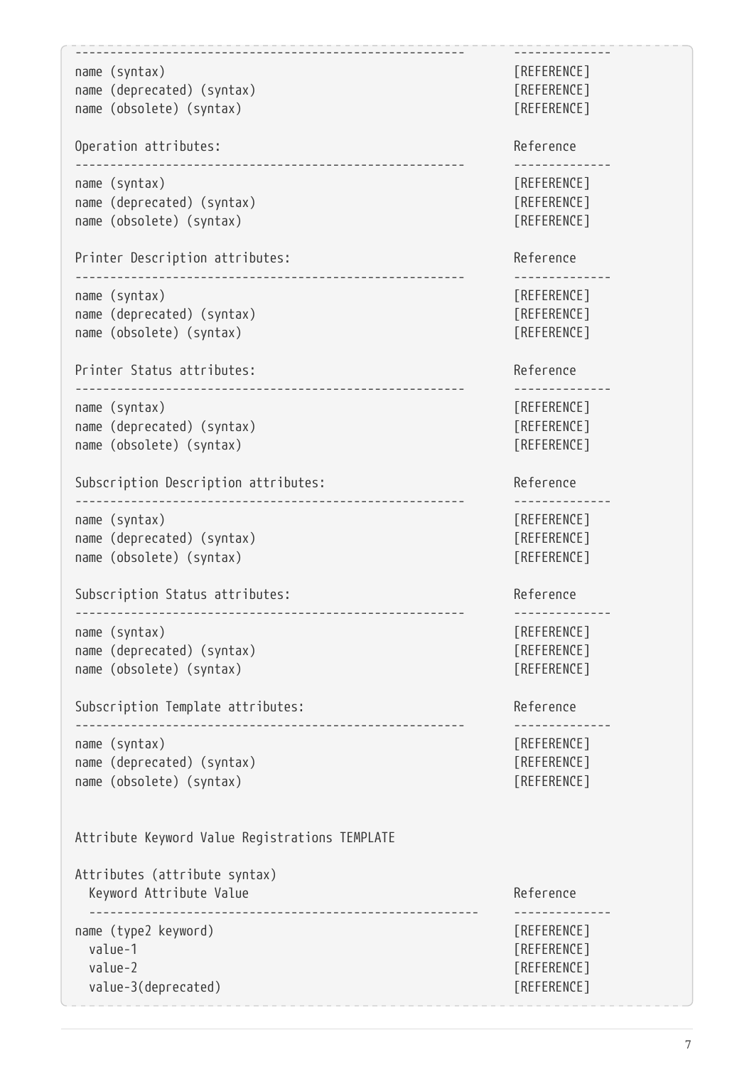```
--------------------------------------------------------    -------------
name (syntax)                                               [REFERENCE]
name (deprecated) (syntax)                                  [REFERENCE]
name (obsolete) (syntax)                                    [REFERENCE]

Operation attributes:                                       Reference
--------------------------------------------------------    -------------
name (syntax)                                               [REFERENCE]
name (deprecated) (syntax)                                  [REFERENCE]
name (obsolete) (syntax)                                    [REFERENCE]

Printer Description attributes:                             Reference
--------------------------------------------------------    -------------
name (syntax)                                               [REFERENCE]
name (deprecated) (syntax)                                  [REFERENCE]
name (obsolete) (syntax)                                    [REFERENCE]

Printer Status attributes:                                  Reference
--------------------------------------------------------    -------------
name (syntax)                                               [REFERENCE]
name (deprecated) (syntax)                                  [REFERENCE]
name (obsolete) (syntax)                                    [REFERENCE]

Subscription Description attributes:                        Reference
--------------------------------------------------------    -------------
name (syntax)                                               [REFERENCE]
name (deprecated) (syntax)                                  [REFERENCE]
name (obsolete) (syntax)                                    [REFERENCE]

Subscription Status attributes:                             Reference
--------------------------------------------------------    -------------
name (syntax)                                               [REFERENCE]
name (deprecated) (syntax)                                  [REFERENCE]
name (obsolete) (syntax)                                    [REFERENCE]

Subscription Template attributes:                           Reference
--------------------------------------------------------    -------------
name (syntax)                                               [REFERENCE]
name (deprecated) (syntax)                                  [REFERENCE]
name (obsolete) (syntax)                                    [REFERENCE]


Attribute Keyword Value Registrations TEMPLATE

Attributes (attribute syntax)
  Keyword Attribute Value                                   Reference
  --------------------------------------------------------  -------------
name (type2 keyword)                                        [REFERENCE]
  value-1                                                   [REFERENCE]
  value-2                                                   [REFERENCE]
  value-3(deprecated)                                       [REFERENCE]
```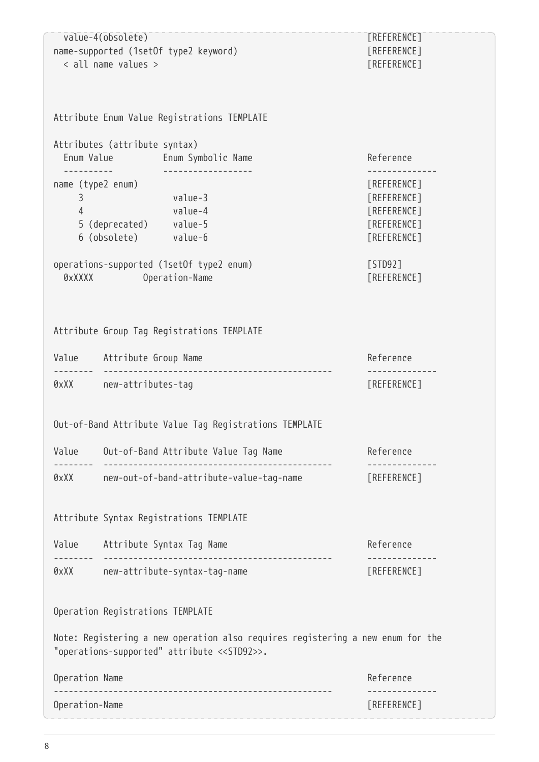```
  value-4(obsolete)                                              [REFERENCE]
name-supported (1setOf type2 keyword)                            [REFERENCE]
  < all name values >                                            [REFERENCE]



Attribute Enum Value Registrations TEMPLATE

Attributes (attribute syntax)
  Enum Value          Enum Symbolic Name                         Reference
  ----------          ------------------                         -------------
name (type2 enum)                                                [REFERENCE]
    3                   value-3                                  [REFERENCE]
    4                   value-4                                  [REFERENCE]
    5 (deprecated)      value-5                                  [REFERENCE]
    6 (obsolete)        value-6                                  [REFERENCE]

operations-supported (1setOf type2 enum)                         [STD92]
  0xXXXX         Operation-Name                                  [REFERENCE]



Attribute Group Tag Registrations TEMPLATE

Value     Attribute Group Name                                   Reference
--------  ---------------------------------------------          -------------
0xXX      new-attributes-tag                                     [REFERENCE]


Out-of-Band Attribute Value Tag Registrations TEMPLATE

Value     Out-of-Band Attribute Value Tag Name                   Reference
--------  ---------------------------------------------          -------------
0xXX      new-out-of-band-attribute-value-tag-name               [REFERENCE]


Attribute Syntax Registrations TEMPLATE

Value     Attribute Syntax Tag Name                              Reference
--------  ---------------------------------------------          -------------
0xXX      new-attribute-syntax-tag-name                          [REFERENCE]


Operation Registrations TEMPLATE

Note: Registering a new operation also requires registering a new enum for the
"operations-supported" attribute <<STD92>>.

Operation Name                                                   Reference
-------------------------------------------------------          -------------
Operation-Name                                                   [REFERENCE]
```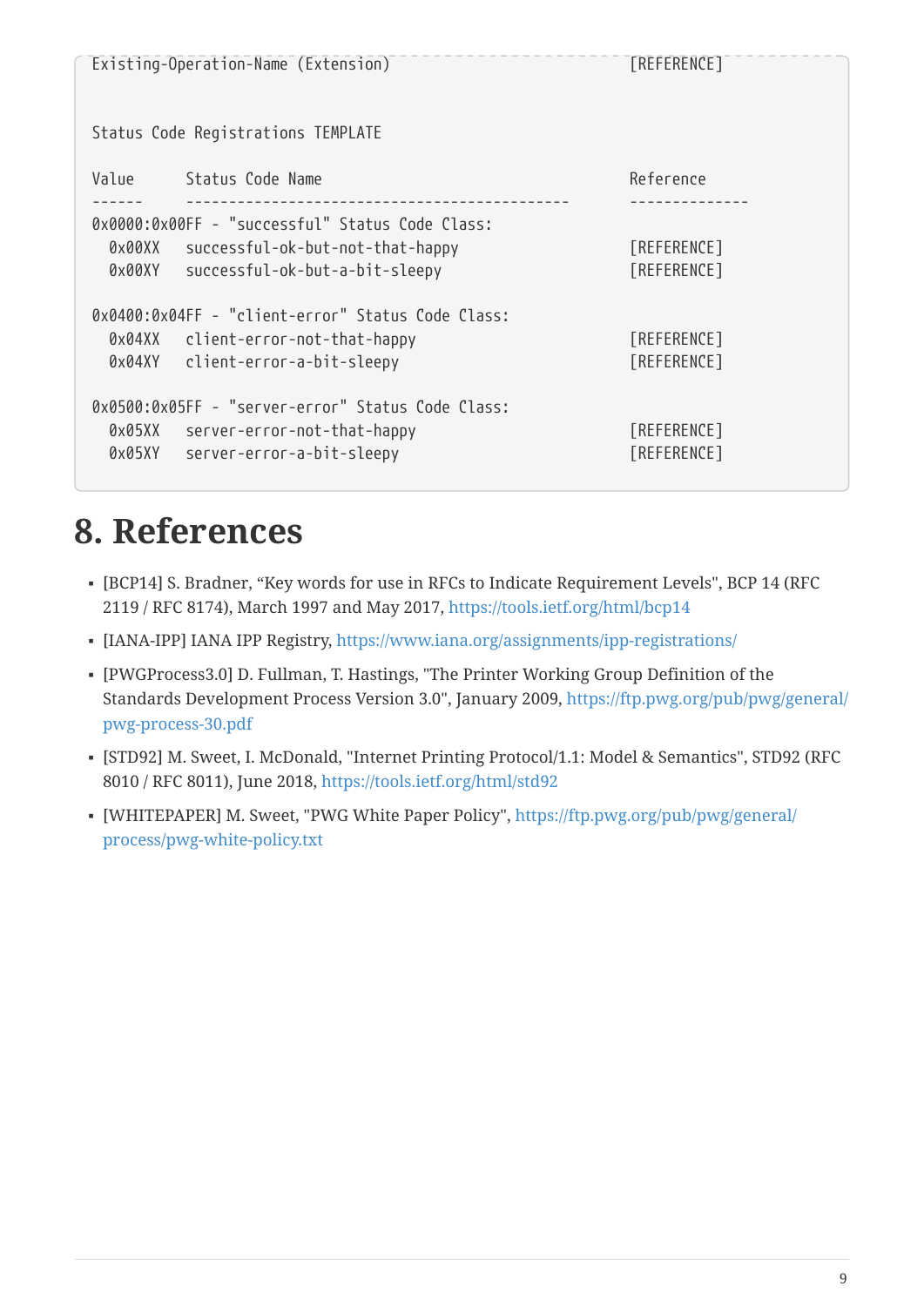```
Existing-Operation-Name (Extension)                       [REFERENCE]


Status Code Registrations TEMPLATE

Value      Status Code Name                               Reference
------     ---------------------------------------------  --------------
0x0000:0x00FF - "successful" Status Code Class:
  0x00XX   successful-ok-but-not-that-happy               [REFERENCE]
  0x00XY   successful-ok-but-a-bit-sleepy                 [REFERENCE]

0x0400:0x04FF - "client-error" Status Code Class:
  0x04XX   client-error-not-that-happy                    [REFERENCE]
  0x04XY   client-error-a-bit-sleepy                      [REFERENCE]

0x0500:0x05FF - "server-error" Status Code Class:
  0x05XX   server-error-not-that-happy                    [REFERENCE]
  0x05XY   server-error-a-bit-sleepy                      [REFERENCE]
```

# 8. References

- [BCP14] S. Bradner, "Key words for use in RFCs to Indicate Requirement Levels", BCP 14 (RFC 2119 / RFC 8174), March 1997 and May 2017, https://tools.ietf.org/html/bcp14
- [IANA-IPP] IANA IPP Registry, https://www.iana.org/assignments/ipp-registrations/
- [PWGProcess3.0] D. Fullman, T. Hastings, "The Printer Working Group Definition of the Standards Development Process Version 3.0", January 2009, https://ftp.pwg.org/pub/pwg/general/pwg-process-30.pdf
- [STD92] M. Sweet, I. McDonald, "Internet Printing Protocol/1.1: Model & Semantics", STD92 (RFC 8010 / RFC 8011), June 2018, https://tools.ietf.org/html/std92
- [WHITEPAPER] M. Sweet, "PWG White Paper Policy", https://ftp.pwg.org/pub/pwg/general/process/pwg-white-policy.txt